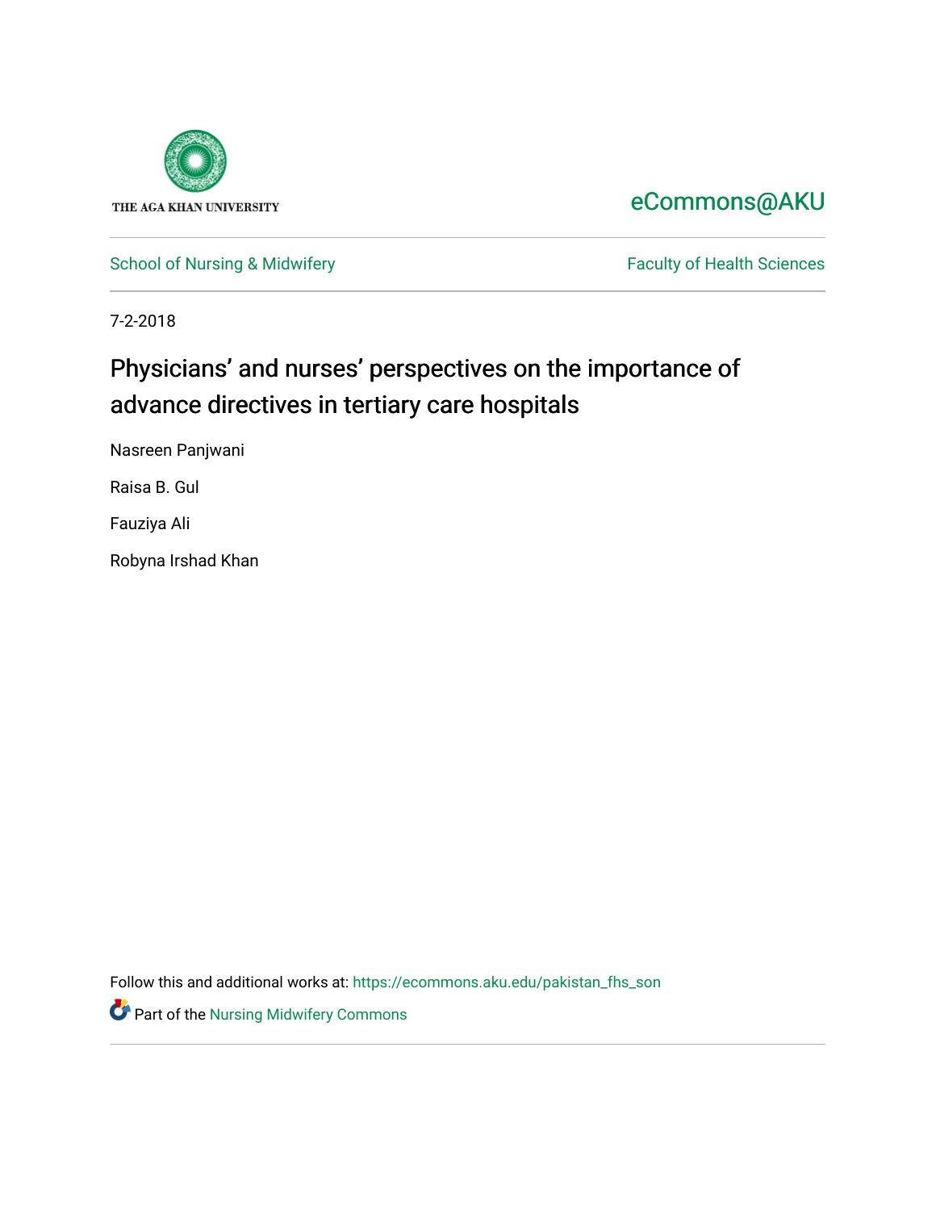THE AGA KHAN UNIVERSITY

eCommons@AKU

School of Nursing & Midwifery

Faculty of Health Sciences

7-2-2018

# Physicians' and nurses' perspectives on the importance of advance directives in tertiary care hospitals

Nasreen Panjwani

Raisa B. Gul

Fauziya Ali

Robyna Irshad Khan

Follow this and additional works at: https://ecommons.aku.edu/pakistan_fhs_son

Part of the Nursing Midwifery Commons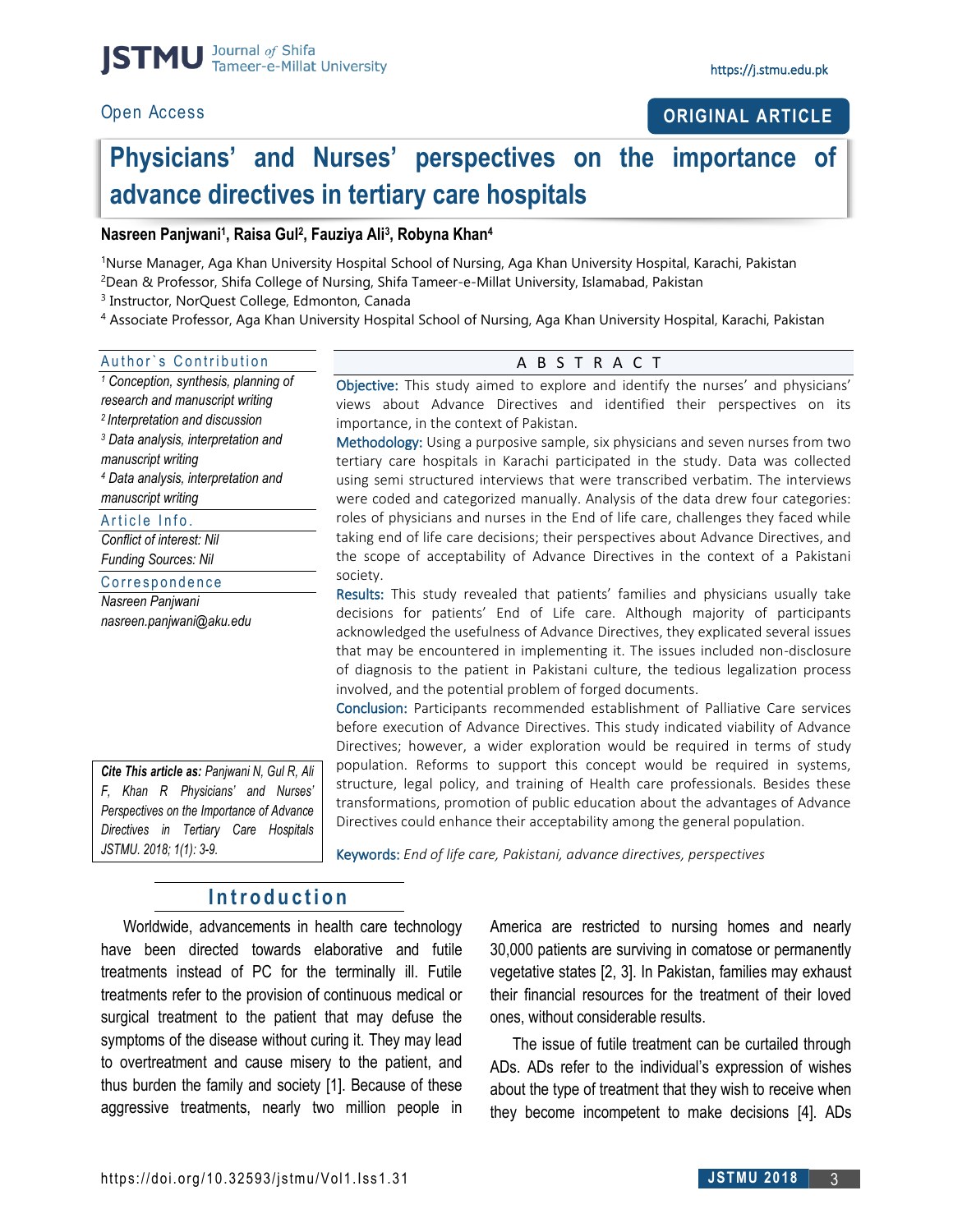Open Access

**ORIGINAL ARTICLE**

# Physicians' and Nurses' perspectives on the importance of advance directives in tertiary care hospitals

**Nasreen Panjwani[1], Raisa Gul[2], Fauziya Ali[3], Robyna Khan[4]**

[1]Nurse Manager, Aga Khan University Hospital School of Nursing, Aga Khan University Hospital, Karachi, Pakistan
[2]Dean & Professor, Shifa College of Nursing, Shifa Tameer-e-Millat University, Islamabad, Pakistan
[3] Instructor, NorQuest College, Edmonton, Canada
[4] Associate Professor, Aga Khan University Hospital School of Nursing, Aga Khan University Hospital, Karachi, Pakistan

**Author`s Contribution**

*[1] Conception, synthesis, planning of research and manuscript writing*
*[2] Interpretation and discussion*
*[3] Data analysis, interpretation and manuscript writing*
*[4] Data analysis, interpretation and manuscript writing*

**Article Info.**

*Conflict of interest: Nil*
*Funding Sources: Nil*

**Correspondence**

*Nasreen Panjwani*
*nasreen.panjwani@aku.edu*

**Cite This article as:** *Panjwani N, Gul R, Ali F, Khan R Physicians' and Nurses' Perspectives on the Importance of Advance Directives in Tertiary Care Hospitals JSTMU. 2018; 1(1): 3-9.*

## ABSTRACT

**Objective:** This study aimed to explore and identify the nurses' and physicians' views about Advance Directives and identified their perspectives on its importance, in the context of Pakistan.

**Methodology:** Using a purposive sample, six physicians and seven nurses from two tertiary care hospitals in Karachi participated in the study. Data was collected using semi structured interviews that were transcribed verbatim. The interviews were coded and categorized manually. Analysis of the data drew four categories: roles of physicians and nurses in the End of life care, challenges they faced while taking end of life care decisions; their perspectives about Advance Directives, and the scope of acceptability of Advance Directives in the context of a Pakistani society.

**Results:** This study revealed that patients' families and physicians usually take decisions for patients' End of Life care. Although majority of participants acknowledged the usefulness of Advance Directives, they explicated several issues that may be encountered in implementing it. The issues included non-disclosure of diagnosis to the patient in Pakistani culture, the tedious legalization process involved, and the potential problem of forged documents.

**Conclusion:** Participants recommended establishment of Palliative Care services before execution of Advance Directives. This study indicated viability of Advance Directives; however, a wider exploration would be required in terms of study population. Reforms to support this concept would be required in systems, structure, legal policy, and training of Health care professionals. Besides these transformations, promotion of public education about the advantages of Advance Directives could enhance their acceptability among the general population.

**Keywords:** *End of life care, Pakistani, advance directives, perspectives*

## Introduction

Worldwide, advancements in health care technology have been directed towards elaborative and futile treatments instead of PC for the terminally ill. Futile treatments refer to the provision of continuous medical or surgical treatment to the patient that may defuse the symptoms of the disease without curing it. They may lead to overtreatment and cause misery to the patient, and thus burden the family and society [1]. Because of these aggressive treatments, nearly two million people in America are restricted to nursing homes and nearly 30,000 patients are surviving in comatose or permanently vegetative states [2, 3]. In Pakistan, families may exhaust their financial resources for the treatment of their loved ones, without considerable results.

The issue of futile treatment can be curtailed through ADs. ADs refer to the individual's expression of wishes about the type of treatment that they wish to receive when they become incompetent to make decisions [4]. ADs

https://doi.org/10.32593/jstmu/Vol1.Iss1.31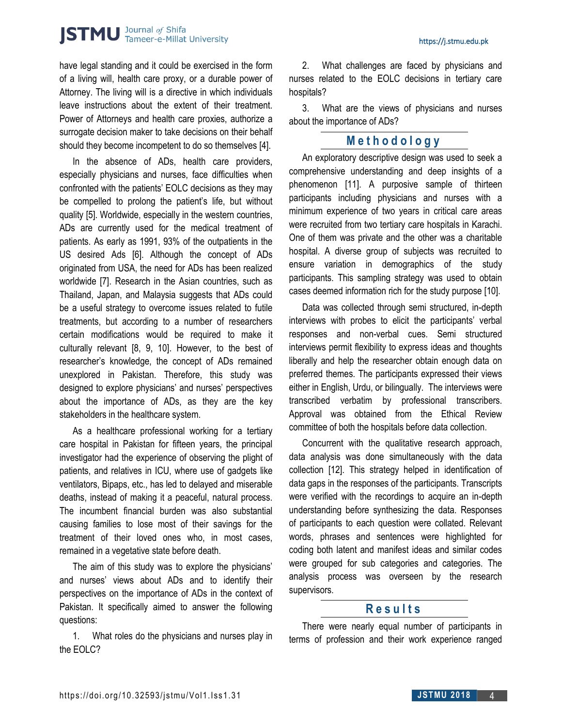have legal standing and it could be exercised in the form of a living will, health care proxy, or a durable power of Attorney. The living will is a directive in which individuals leave instructions about the extent of their treatment. Power of Attorneys and health care proxies, authorize a surrogate decision maker to take decisions on their behalf should they become incompetent to do so themselves [4].

In the absence of ADs, health care providers, especially physicians and nurses, face difficulties when confronted with the patients' EOLC decisions as they may be compelled to prolong the patient's life, but without quality [5]. Worldwide, especially in the western countries, ADs are currently used for the medical treatment of patients. As early as 1991, 93% of the outpatients in the US desired Ads [6]. Although the concept of ADs originated from USA, the need for ADs has been realized worldwide [7]. Research in the Asian countries, such as Thailand, Japan, and Malaysia suggests that ADs could be a useful strategy to overcome issues related to futile treatments, but according to a number of researchers certain modifications would be required to make it culturally relevant [8, 9, 10]. However, to the best of researcher's knowledge, the concept of ADs remained unexplored in Pakistan. Therefore, this study was designed to explore physicians' and nurses' perspectives about the importance of ADs, as they are the key stakeholders in the healthcare system.

As a healthcare professional working for a tertiary care hospital in Pakistan for fifteen years, the principal investigator had the experience of observing the plight of patients, and relatives in ICU, where use of gadgets like ventilators, Bipaps, etc., has led to delayed and miserable deaths, instead of making it a peaceful, natural process. The incumbent financial burden was also substantial causing families to lose most of their savings for the treatment of their loved ones who, in most cases, remained in a vegetative state before death.

The aim of this study was to explore the physicians' and nurses' views about ADs and to identify their perspectives on the importance of ADs in the context of Pakistan. It specifically aimed to answer the following questions:

1. What roles do the physicians and nurses play in the EOLC?
2. What challenges are faced by physicians and nurses related to the EOLC decisions in tertiary care hospitals?
3. What are the views of physicians and nurses about the importance of ADs?

## Methodology

An exploratory descriptive design was used to seek a comprehensive understanding and deep insights of a phenomenon [11]. A purposive sample of thirteen participants including physicians and nurses with a minimum experience of two years in critical care areas were recruited from two tertiary care hospitals in Karachi. One of them was private and the other was a charitable hospital. A diverse group of subjects was recruited to ensure variation in demographics of the study participants. This sampling strategy was used to obtain cases deemed information rich for the study purpose [10].

Data was collected through semi structured, in-depth interviews with probes to elicit the participants' verbal responses and non-verbal cues. Semi structured interviews permit flexibility to express ideas and thoughts liberally and help the researcher obtain enough data on preferred themes. The participants expressed their views either in English, Urdu, or bilingually. The interviews were transcribed verbatim by professional transcribers. Approval was obtained from the Ethical Review committee of both the hospitals before data collection.

Concurrent with the qualitative research approach, data analysis was done simultaneously with the data collection [12]. This strategy helped in identification of data gaps in the responses of the participants. Transcripts were verified with the recordings to acquire an in-depth understanding before synthesizing the data. Responses of participants to each question were collated. Relevant words, phrases and sentences were highlighted for coding both latent and manifest ideas and similar codes were grouped for sub categories and categories. The analysis process was overseen by the research supervisors.

## Results

There were nearly equal number of participants in terms of profession and their work experience ranged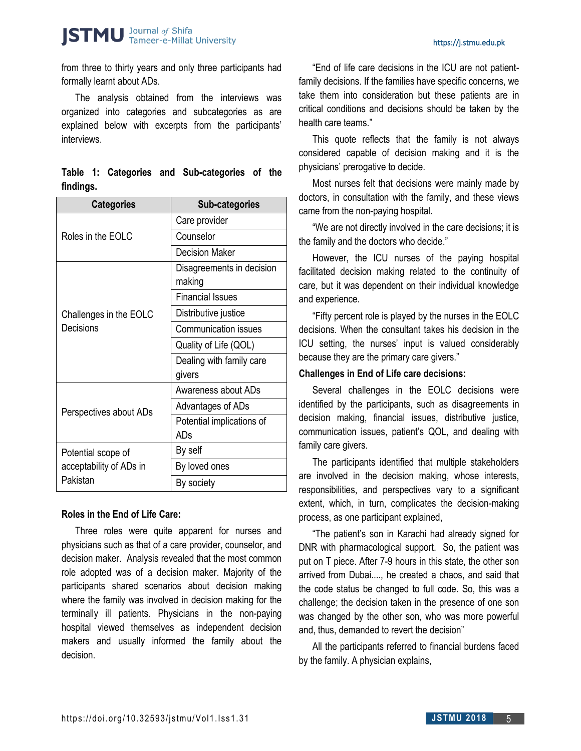from three to thirty years and only three participants had formally learnt about ADs.

The analysis obtained from the interviews was organized into categories and subcategories as are explained below with excerpts from the participants' interviews.

**Table 1: Categories and Sub-categories of the findings.**

| Categories | Sub-categories |
|---|---|
| Roles in the EOLC | Care provider |
| | Counselor |
| | Decision Maker |
| Challenges in the EOLC Decisions | Disagreements in decision making |
| | Financial Issues |
| | Distributive justice |
| | Communication issues |
| | Quality of Life (QOL) |
| | Dealing with family care givers |
| Perspectives about ADs | Awareness about ADs |
| | Advantages of ADs |
| | Potential implications of ADs |
| Potential scope of acceptability of ADs in Pakistan | By self |
| | By loved ones |
| | By society |

**Roles in the End of Life Care:**

Three roles were quite apparent for nurses and physicians such as that of a care provider, counselor, and decision maker. Analysis revealed that the most common role adopted was of a decision maker. Majority of the participants shared scenarios about decision making where the family was involved in decision making for the terminally ill patients. Physicians in the non-paying hospital viewed themselves as independent decision makers and usually informed the family about the decision.

"End of life care decisions in the ICU are not patient-family decisions. If the families have specific concerns, we take them into consideration but these patients are in critical conditions and decisions should be taken by the health care teams."

This quote reflects that the family is not always considered capable of decision making and it is the physicians' prerogative to decide.

Most nurses felt that decisions were mainly made by doctors, in consultation with the family, and these views came from the non-paying hospital.

"We are not directly involved in the care decisions; it is the family and the doctors who decide."

However, the ICU nurses of the paying hospital facilitated decision making related to the continuity of care, but it was dependent on their individual knowledge and experience.

"Fifty percent role is played by the nurses in the EOLC decisions. When the consultant takes his decision in the ICU setting, the nurses' input is valued considerably because they are the primary care givers."

**Challenges in End of Life care decisions:**

Several challenges in the EOLC decisions were identified by the participants, such as disagreements in decision making, financial issues, distributive justice, communication issues, patient's QOL, and dealing with family care givers.

The participants identified that multiple stakeholders are involved in the decision making, whose interests, responsibilities, and perspectives vary to a significant extent, which, in turn, complicates the decision-making process, as one participant explained,

"The patient's son in Karachi had already signed for DNR with pharmacological support. So, the patient was put on T piece. After 7-9 hours in this state, the other son arrived from Dubai...., he created a chaos, and said that the code status be changed to full code. So, this was a challenge; the decision taken in the presence of one son was changed by the other son, who was more powerful and, thus, demanded to revert the decision"

All the participants referred to financial burdens faced by the family. A physician explains,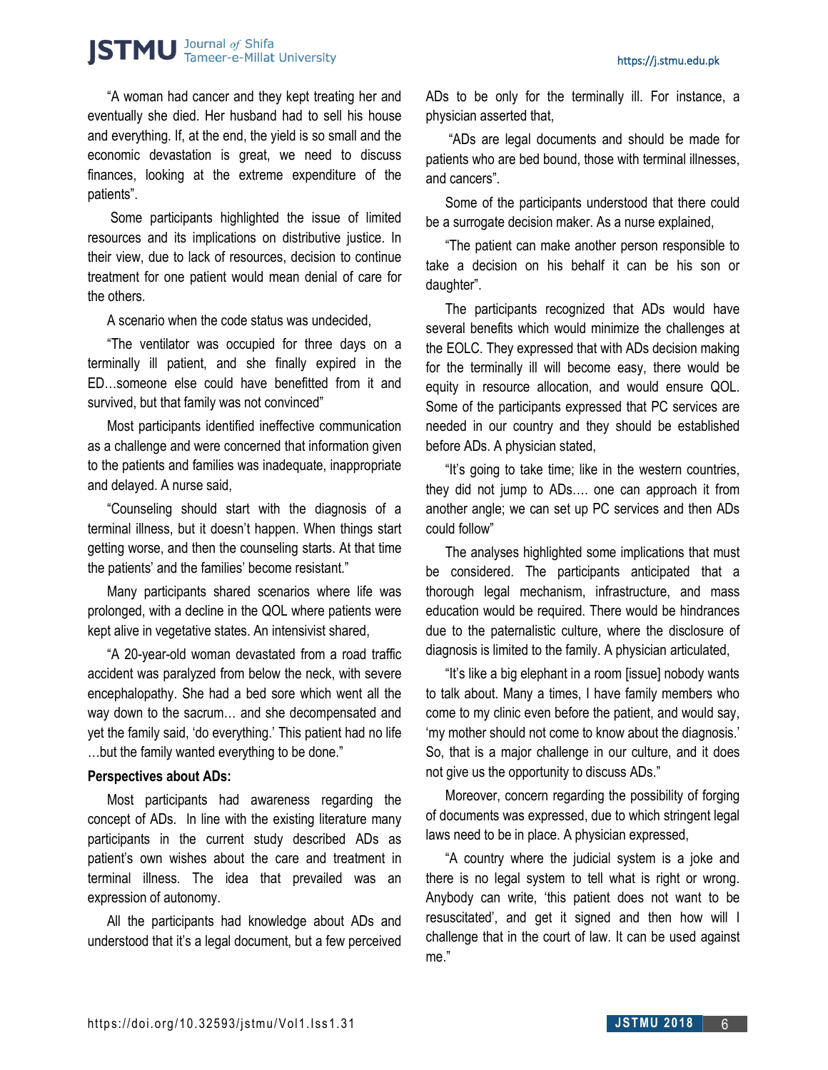"A woman had cancer and they kept treating her and eventually she died. Her husband had to sell his house and everything. If, at the end, the yield is so small and the economic devastation is great, we need to discuss finances, looking at the extreme expenditure of the patients".

Some participants highlighted the issue of limited resources and its implications on distributive justice. In their view, due to lack of resources, decision to continue treatment for one patient would mean denial of care for the others.

A scenario when the code status was undecided,

"The ventilator was occupied for three days on a terminally ill patient, and she finally expired in the ED…someone else could have benefitted from it and survived, but that family was not convinced"

Most participants identified ineffective communication as a challenge and were concerned that information given to the patients and families was inadequate, inappropriate and delayed. A nurse said,

"Counseling should start with the diagnosis of a terminal illness, but it doesn't happen. When things start getting worse, and then the counseling starts. At that time the patients' and the families' become resistant."

Many participants shared scenarios where life was prolonged, with a decline in the QOL where patients were kept alive in vegetative states. An intensivist shared,

"A 20-year-old woman devastated from a road traffic accident was paralyzed from below the neck, with severe encephalopathy. She had a bed sore which went all the way down to the sacrum… and she decompensated and yet the family said, 'do everything.' This patient had no life …but the family wanted everything to be done."

**Perspectives about ADs:**

Most participants had awareness regarding the concept of ADs. In line with the existing literature many participants in the current study described ADs as patient's own wishes about the care and treatment in terminal illness. The idea that prevailed was an expression of autonomy.

All the participants had knowledge about ADs and understood that it's a legal document, but a few perceived ADs to be only for the terminally ill. For instance, a physician asserted that,

"ADs are legal documents and should be made for patients who are bed bound, those with terminal illnesses, and cancers".

Some of the participants understood that there could be a surrogate decision maker. As a nurse explained,

"The patient can make another person responsible to take a decision on his behalf it can be his son or daughter".

The participants recognized that ADs would have several benefits which would minimize the challenges at the EOLC. They expressed that with ADs decision making for the terminally ill will become easy, there would be equity in resource allocation, and would ensure QOL. Some of the participants expressed that PC services are needed in our country and they should be established before ADs. A physician stated,

"It's going to take time; like in the western countries, they did not jump to ADs…. one can approach it from another angle; we can set up PC services and then ADs could follow"

The analyses highlighted some implications that must be considered. The participants anticipated that a thorough legal mechanism, infrastructure, and mass education would be required. There would be hindrances due to the paternalistic culture, where the disclosure of diagnosis is limited to the family. A physician articulated,

"It's like a big elephant in a room [issue] nobody wants to talk about. Many a times, I have family members who come to my clinic even before the patient, and would say, 'my mother should not come to know about the diagnosis.' So, that is a major challenge in our culture, and it does not give us the opportunity to discuss ADs."

Moreover, concern regarding the possibility of forging of documents was expressed, due to which stringent legal laws need to be in place. A physician expressed,

"A country where the judicial system is a joke and there is no legal system to tell what is right or wrong. Anybody can write, 'this patient does not want to be resuscitated', and get it signed and then how will I challenge that in the court of law. It can be used against me."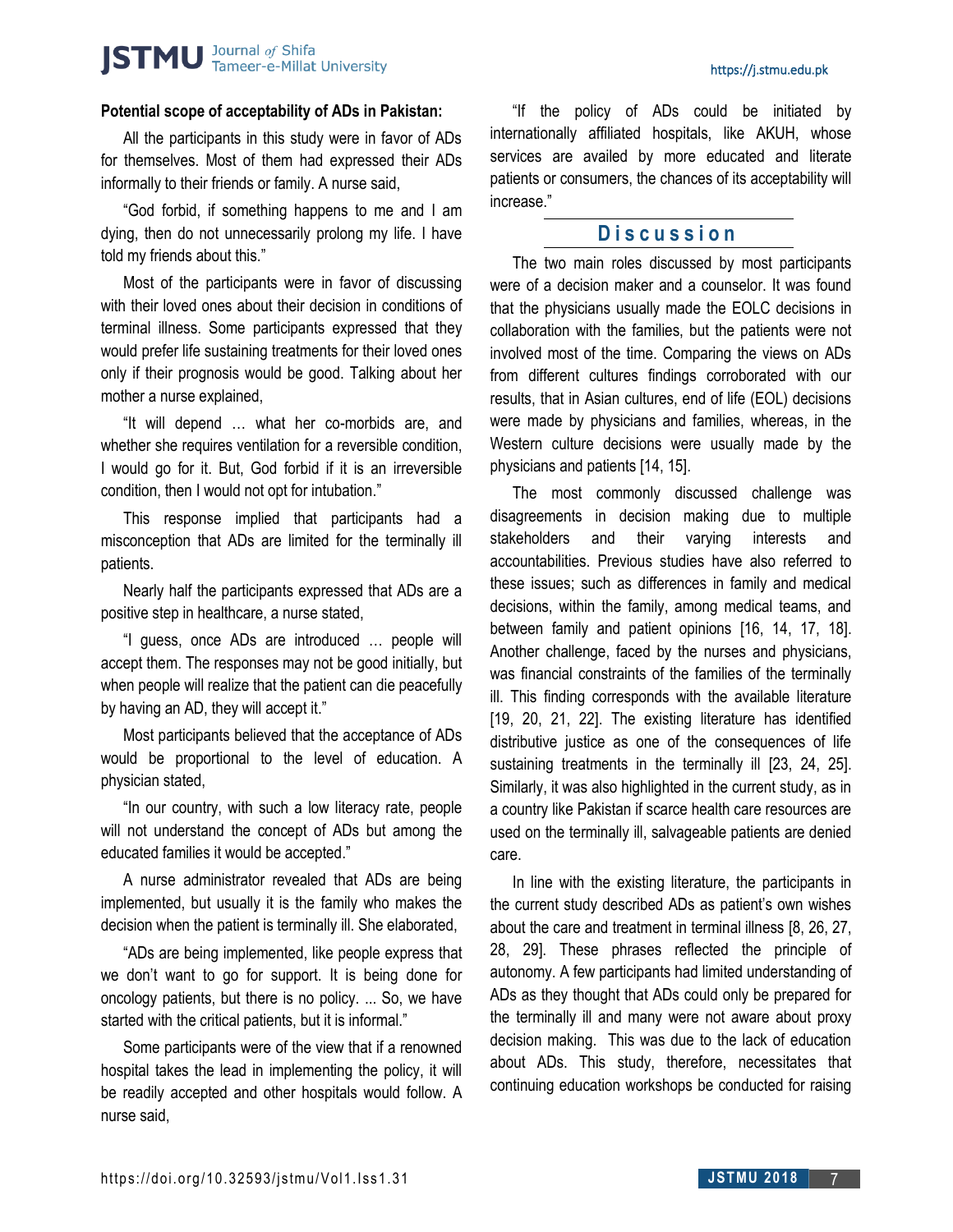**Potential scope of acceptability of ADs in Pakistan:**

All the participants in this study were in favor of ADs for themselves. Most of them had expressed their ADs informally to their friends or family. A nurse said,

"God forbid, if something happens to me and I am dying, then do not unnecessarily prolong my life. I have told my friends about this."

Most of the participants were in favor of discussing with their loved ones about their decision in conditions of terminal illness. Some participants expressed that they would prefer life sustaining treatments for their loved ones only if their prognosis would be good. Talking about her mother a nurse explained,

"It will depend … what her co-morbids are, and whether she requires ventilation for a reversible condition, I would go for it. But, God forbid if it is an irreversible condition, then I would not opt for intubation."

This response implied that participants had a misconception that ADs are limited for the terminally ill patients.

Nearly half the participants expressed that ADs are a positive step in healthcare, a nurse stated,

"I guess, once ADs are introduced … people will accept them. The responses may not be good initially, but when people will realize that the patient can die peacefully by having an AD, they will accept it."

Most participants believed that the acceptance of ADs would be proportional to the level of education. A physician stated,

"In our country, with such a low literacy rate, people will not understand the concept of ADs but among the educated families it would be accepted."

A nurse administrator revealed that ADs are being implemented, but usually it is the family who makes the decision when the patient is terminally ill. She elaborated,

"ADs are being implemented, like people express that we don't want to go for support. It is being done for oncology patients, but there is no policy. ... So, we have started with the critical patients, but it is informal."

Some participants were of the view that if a renowned hospital takes the lead in implementing the policy, it will be readily accepted and other hospitals would follow. A nurse said,

"If the policy of ADs could be initiated by internationally affiliated hospitals, like AKUH, whose services are availed by more educated and literate patients or consumers, the chances of its acceptability will increase."

## Discussion

The two main roles discussed by most participants were of a decision maker and a counselor. It was found that the physicians usually made the EOLC decisions in collaboration with the families, but the patients were not involved most of the time. Comparing the views on ADs from different cultures findings corroborated with our results, that in Asian cultures, end of life (EOL) decisions were made by physicians and families, whereas, in the Western culture decisions were usually made by the physicians and patients [14, 15].

The most commonly discussed challenge was disagreements in decision making due to multiple stakeholders and their varying interests and accountabilities. Previous studies have also referred to these issues; such as differences in family and medical decisions, within the family, among medical teams, and between family and patient opinions [16, 14, 17, 18]. Another challenge, faced by the nurses and physicians, was financial constraints of the families of the terminally ill. This finding corresponds with the available literature [19, 20, 21, 22]. The existing literature has identified distributive justice as one of the consequences of life sustaining treatments in the terminally ill [23, 24, 25]. Similarly, it was also highlighted in the current study, as in a country like Pakistan if scarce health care resources are used on the terminally ill, salvageable patients are denied care.

In line with the existing literature, the participants in the current study described ADs as patient's own wishes about the care and treatment in terminal illness [8, 26, 27, 28, 29]. These phrases reflected the principle of autonomy. A few participants had limited understanding of ADs as they thought that ADs could only be prepared for the terminally ill and many were not aware about proxy decision making. This was due to the lack of education about ADs. This study, therefore, necessitates that continuing education workshops be conducted for raising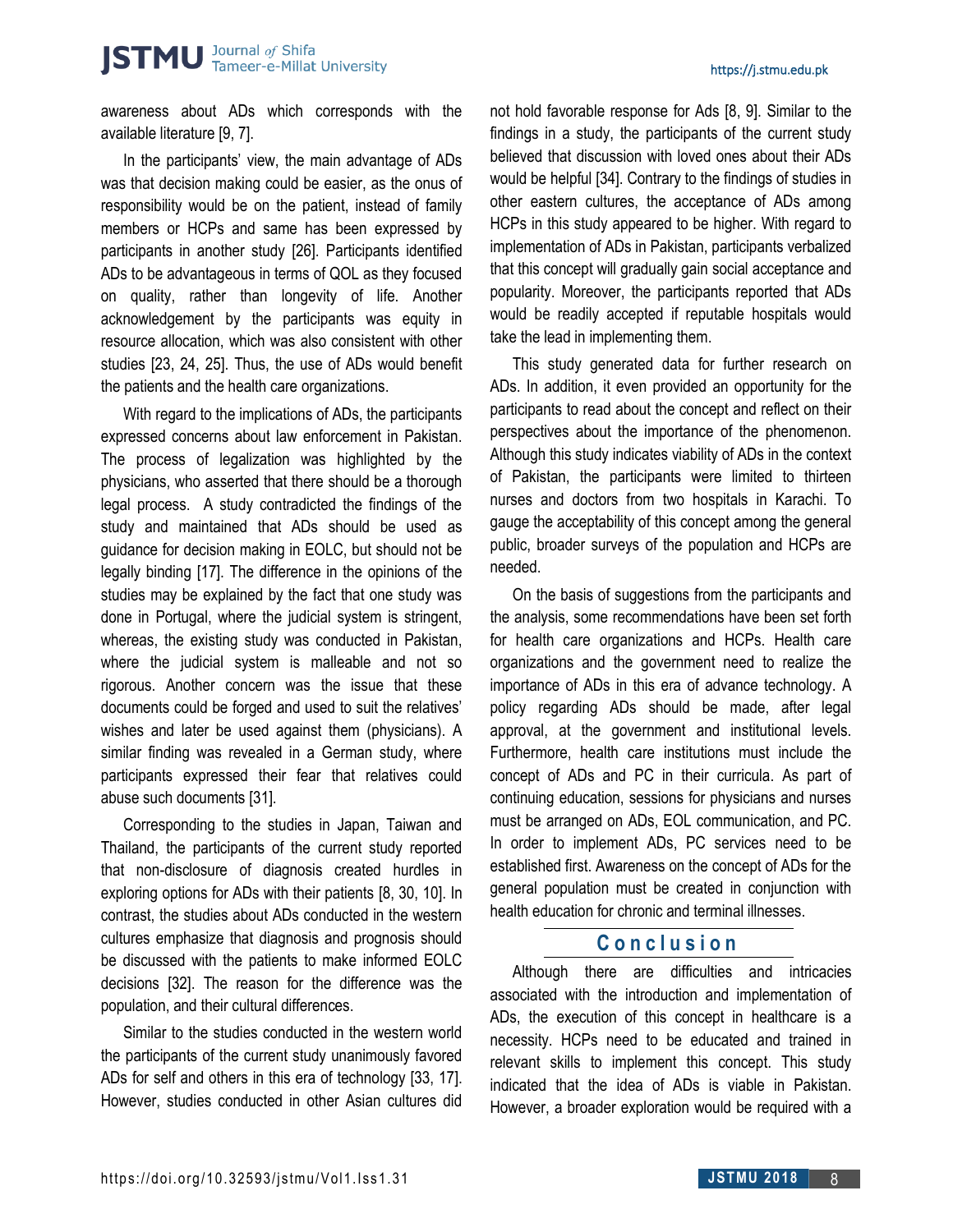awareness about ADs which corresponds with the available literature [9, 7].

In the participants' view, the main advantage of ADs was that decision making could be easier, as the onus of responsibility would be on the patient, instead of family members or HCPs and same has been expressed by participants in another study [26]. Participants identified ADs to be advantageous in terms of QOL as they focused on quality, rather than longevity of life. Another acknowledgement by the participants was equity in resource allocation, which was also consistent with other studies [23, 24, 25]. Thus, the use of ADs would benefit the patients and the health care organizations.

With regard to the implications of ADs, the participants expressed concerns about law enforcement in Pakistan. The process of legalization was highlighted by the physicians, who asserted that there should be a thorough legal process. A study contradicted the findings of the study and maintained that ADs should be used as guidance for decision making in EOLC, but should not be legally binding [17]. The difference in the opinions of the studies may be explained by the fact that one study was done in Portugal, where the judicial system is stringent, whereas, the existing study was conducted in Pakistan, where the judicial system is malleable and not so rigorous. Another concern was the issue that these documents could be forged and used to suit the relatives' wishes and later be used against them (physicians). A similar finding was revealed in a German study, where participants expressed their fear that relatives could abuse such documents [31].

Corresponding to the studies in Japan, Taiwan and Thailand, the participants of the current study reported that non-disclosure of diagnosis created hurdles in exploring options for ADs with their patients [8, 30, 10]. In contrast, the studies about ADs conducted in the western cultures emphasize that diagnosis and prognosis should be discussed with the patients to make informed EOLC decisions [32]. The reason for the difference was the population, and their cultural differences.

Similar to the studies conducted in the western world the participants of the current study unanimously favored ADs for self and others in this era of technology [33, 17]. However, studies conducted in other Asian cultures did not hold favorable response for Ads [8, 9]. Similar to the findings in a study, the participants of the current study believed that discussion with loved ones about their ADs would be helpful [34]. Contrary to the findings of studies in other eastern cultures, the acceptance of ADs among HCPs in this study appeared to be higher. With regard to implementation of ADs in Pakistan, participants verbalized that this concept will gradually gain social acceptance and popularity. Moreover, the participants reported that ADs would be readily accepted if reputable hospitals would take the lead in implementing them.

This study generated data for further research on ADs. In addition, it even provided an opportunity for the participants to read about the concept and reflect on their perspectives about the importance of the phenomenon. Although this study indicates viability of ADs in the context of Pakistan, the participants were limited to thirteen nurses and doctors from two hospitals in Karachi. To gauge the acceptability of this concept among the general public, broader surveys of the population and HCPs are needed.

On the basis of suggestions from the participants and the analysis, some recommendations have been set forth for health care organizations and HCPs. Health care organizations and the government need to realize the importance of ADs in this era of advance technology. A policy regarding ADs should be made, after legal approval, at the government and institutional levels. Furthermore, health care institutions must include the concept of ADs and PC in their curricula. As part of continuing education, sessions for physicians and nurses must be arranged on ADs, EOL communication, and PC. In order to implement ADs, PC services need to be established first. Awareness on the concept of ADs for the general population must be created in conjunction with health education for chronic and terminal illnesses.

## Conclusion

Although there are difficulties and intricacies associated with the introduction and implementation of ADs, the execution of this concept in healthcare is a necessity. HCPs need to be educated and trained in relevant skills to implement this concept. This study indicated that the idea of ADs is viable in Pakistan. However, a broader exploration would be required with a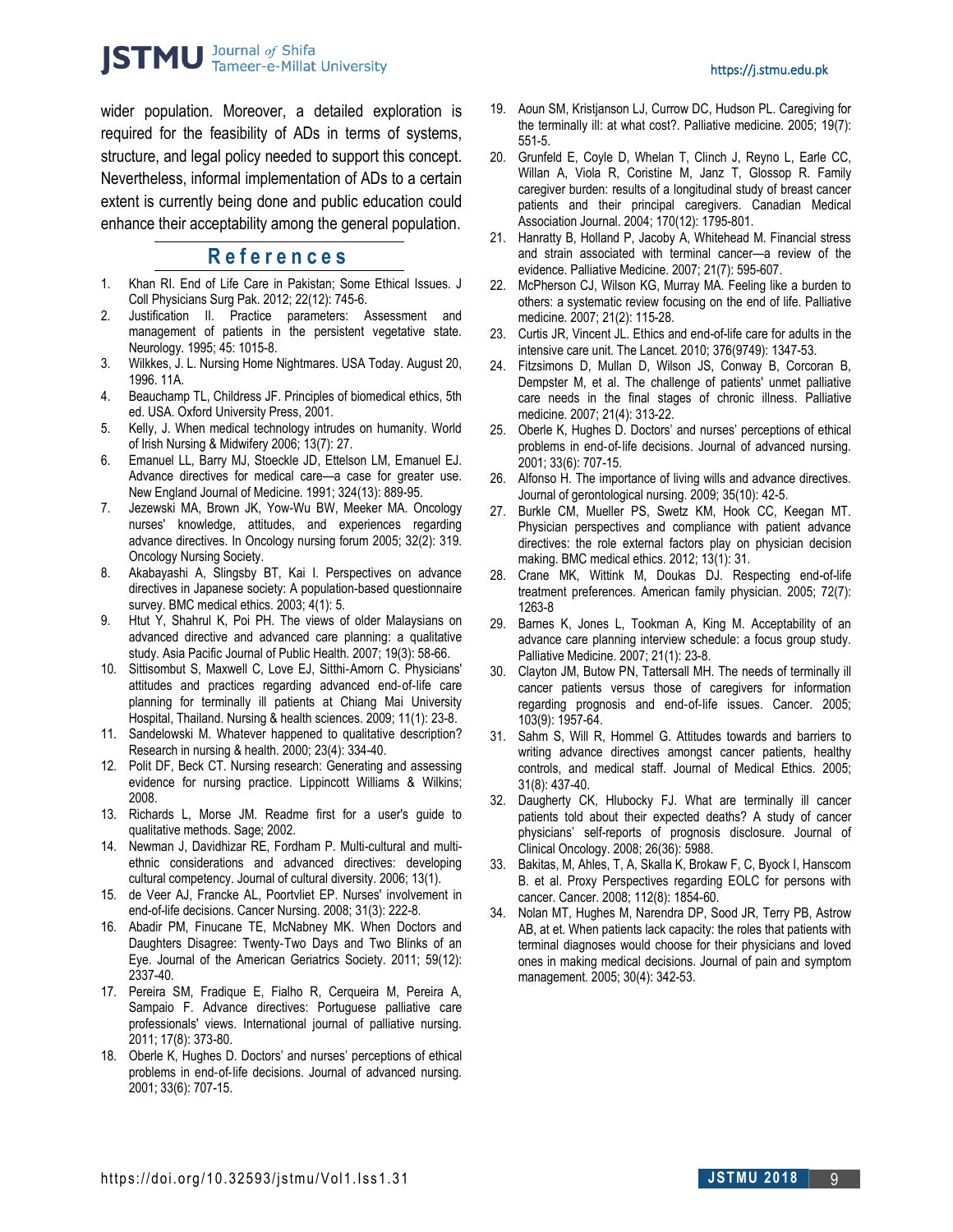wider population. Moreover, a detailed exploration is required for the feasibility of ADs in terms of systems, structure, and legal policy needed to support this concept. Nevertheless, informal implementation of ADs to a certain extent is currently being done and public education could enhance their acceptability among the general population.

## References

1. Khan RI. End of Life Care in Pakistan; Some Ethical Issues. J Coll Physicians Surg Pak. 2012; 22(12): 745-6.
2. Justification II. Practice parameters: Assessment and management of patients in the persistent vegetative state. Neurology. 1995; 45: 1015-8.
3. Wilkkes, J. L. Nursing Home Nightmares. USA Today. August 20, 1996. 11A.
4. Beauchamp TL, Childress JF. Principles of biomedical ethics, 5th ed. USA. Oxford University Press, 2001.
5. Kelly, J. When medical technology intrudes on humanity. World of Irish Nursing & Midwifery 2006; 13(7): 27.
6. Emanuel LL, Barry MJ, Stoeckle JD, Ettelson LM, Emanuel EJ. Advance directives for medical care—a case for greater use. New England Journal of Medicine. 1991; 324(13): 889-95.
7. Jezewski MA, Brown JK, Yow-Wu BW, Meeker MA. Oncology nurses' knowledge, attitudes, and experiences regarding advance directives. In Oncology nursing forum 2005; 32(2): 319. Oncology Nursing Society.
8. Akabayashi A, Slingsby BT, Kai I. Perspectives on advance directives in Japanese society: A population-based questionnaire survey. BMC medical ethics. 2003; 4(1): 5.
9. Htut Y, Shahrul K, Poi PH. The views of older Malaysians on advanced directive and advanced care planning: a qualitative study. Asia Pacific Journal of Public Health. 2007; 19(3): 58-66.
10. Sittisombut S, Maxwell C, Love EJ, Sitthi-Amorn C. Physicians' attitudes and practices regarding advanced end-of-life care planning for terminally ill patients at Chiang Mai University Hospital, Thailand. Nursing & health sciences. 2009; 11(1): 23-8.
11. Sandelowski M. Whatever happened to qualitative description? Research in nursing & health. 2000; 23(4): 334-40.
12. Polit DF, Beck CT. Nursing research: Generating and assessing evidence for nursing practice. Lippincott Williams & Wilkins; 2008.
13. Richards L, Morse JM. Readme first for a user's guide to qualitative methods. Sage; 2002.
14. Newman J, Davidhizar RE, Fordham P. Multi-cultural and multi-ethnic considerations and advanced directives: developing cultural competency. Journal of cultural diversity. 2006; 13(1).
15. de Veer AJ, Francke AL, Poortvliet EP. Nurses' involvement in end-of-life decisions. Cancer Nursing. 2008; 31(3): 222-8.
16. Abadir PM, Finucane TE, McNabney MK. When Doctors and Daughters Disagree: Twenty-Two Days and Two Blinks of an Eye. Journal of the American Geriatrics Society. 2011; 59(12): 2337-40.
17. Pereira SM, Fradique E, Fialho R, Cerqueira M, Pereira A, Sampaio F. Advance directives: Portuguese palliative care professionals' views. International journal of palliative nursing. 2011; 17(8): 373-80.
18. Oberle K, Hughes D. Doctors' and nurses' perceptions of ethical problems in end-of-life decisions. Journal of advanced nursing. 2001; 33(6): 707-15.
19. Aoun SM, Kristjanson LJ, Currow DC, Hudson PL. Caregiving for the terminally ill: at what cost?. Palliative medicine. 2005; 19(7): 551-5.
20. Grunfeld E, Coyle D, Whelan T, Clinch J, Reyno L, Earle CC, Willan A, Viola R, Coristine M, Janz T, Glossop R. Family caregiver burden: results of a longitudinal study of breast cancer patients and their principal caregivers. Canadian Medical Association Journal. 2004; 170(12): 1795-801.
21. Hanratty B, Holland P, Jacoby A, Whitehead M. Financial stress and strain associated with terminal cancer—a review of the evidence. Palliative Medicine. 2007; 21(7): 595-607.
22. McPherson CJ, Wilson KG, Murray MA. Feeling like a burden to others: a systematic review focusing on the end of life. Palliative medicine. 2007; 21(2): 115-28.
23. Curtis JR, Vincent JL. Ethics and end-of-life care for adults in the intensive care unit. The Lancet. 2010; 376(9749): 1347-53.
24. Fitzsimons D, Mullan D, Wilson JS, Conway B, Corcoran B, Dempster M, et al. The challenge of patients' unmet palliative care needs in the final stages of chronic illness. Palliative medicine. 2007; 21(4): 313-22.
25. Oberle K, Hughes D. Doctors' and nurses' perceptions of ethical problems in end-of-life decisions. Journal of advanced nursing. 2001; 33(6): 707-15.
26. Alfonso H. The importance of living wills and advance directives. Journal of gerontological nursing. 2009; 35(10): 42-5.
27. Burkle CM, Mueller PS, Swetz KM, Hook CC, Keegan MT. Physician perspectives and compliance with patient advance directives: the role external factors play on physician decision making. BMC medical ethics. 2012; 13(1): 31.
28. Crane MK, Wittink M, Doukas DJ. Respecting end-of-life treatment preferences. American family physician. 2005; 72(7): 1263-8
29. Barnes K, Jones L, Tookman A, King M. Acceptability of an advance care planning interview schedule: a focus group study. Palliative Medicine. 2007; 21(1): 23-8.
30. Clayton JM, Butow PN, Tattersall MH. The needs of terminally ill cancer patients versus those of caregivers for information regarding prognosis and end-of-life issues. Cancer. 2005; 103(9): 1957-64.
31. Sahm S, Will R, Hommel G. Attitudes towards and barriers to writing advance directives amongst cancer patients, healthy controls, and medical staff. Journal of Medical Ethics. 2005; 31(8): 437-40.
32. Daugherty CK, Hlubocky FJ. What are terminally ill cancer patients told about their expected deaths? A study of cancer physicians' self-reports of prognosis disclosure. Journal of Clinical Oncology. 2008; 26(36): 5988.
33. Bakitas, M, Ahles, T, A, Skalla K, Brokaw F, C, Byock I, Hanscom B. et al. Proxy Perspectives regarding EOLC for persons with cancer. Cancer. 2008; 112(8): 1854-60.
34. Nolan MT, Hughes M, Narendra DP, Sood JR, Terry PB, Astrow AB, at et. When patients lack capacity: the roles that patients with terminal diagnoses would choose for their physicians and loved ones in making medical decisions. Journal of pain and symptom management. 2005; 30(4): 342-53.